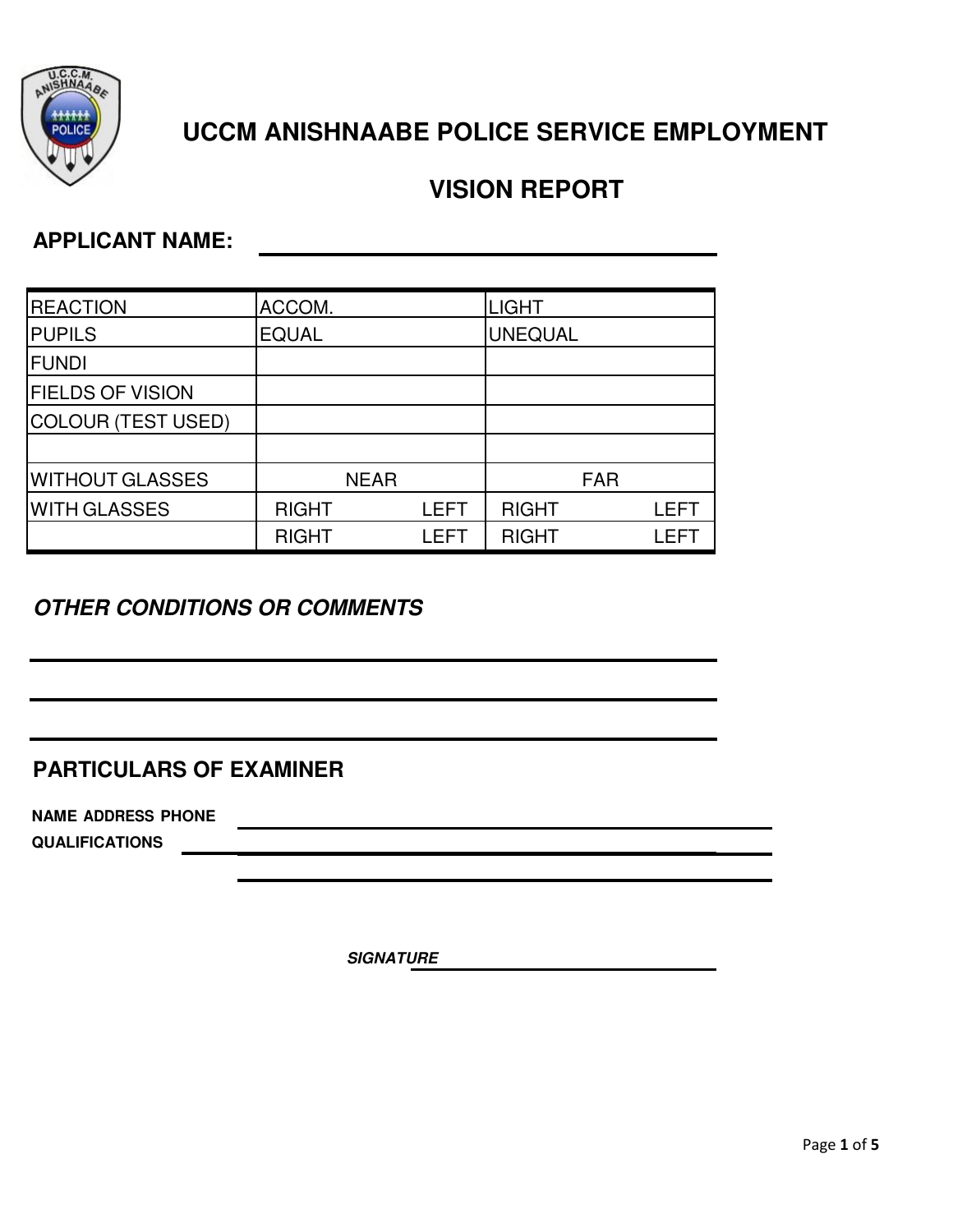# UCCM ANISHNAABE POLICE SERVICE EMPLOYMENT

## VISION REPORT

**APPLICANT NAME:** ______________________________

| | | | | |
|---|---|---|---|---|
| REACTION | ACCOM. | | LIGHT | |
| PUPILS | EQUAL | | UNEQUAL | |
| FUNDI | | | | |
| FIELDS OF VISION | | | | |
| COLOUR (TEST USED) | | | | |
| | | | | |
| WITHOUT GLASSES | NEAR | | FAR | |
| WITH GLASSES | RIGHT | LEFT | RIGHT | LEFT |
| | RIGHT | LEFT | RIGHT | LEFT |

***OTHER CONDITIONS OR COMMENTS***

______________________________

______________________________

______________________________

## PARTICULARS OF EXAMINER

**NAME ADDRESS PHONE** ______________________________

**QUALIFICATIONS** ______________________________

______________________________

***SIGNATURE*** ______________________________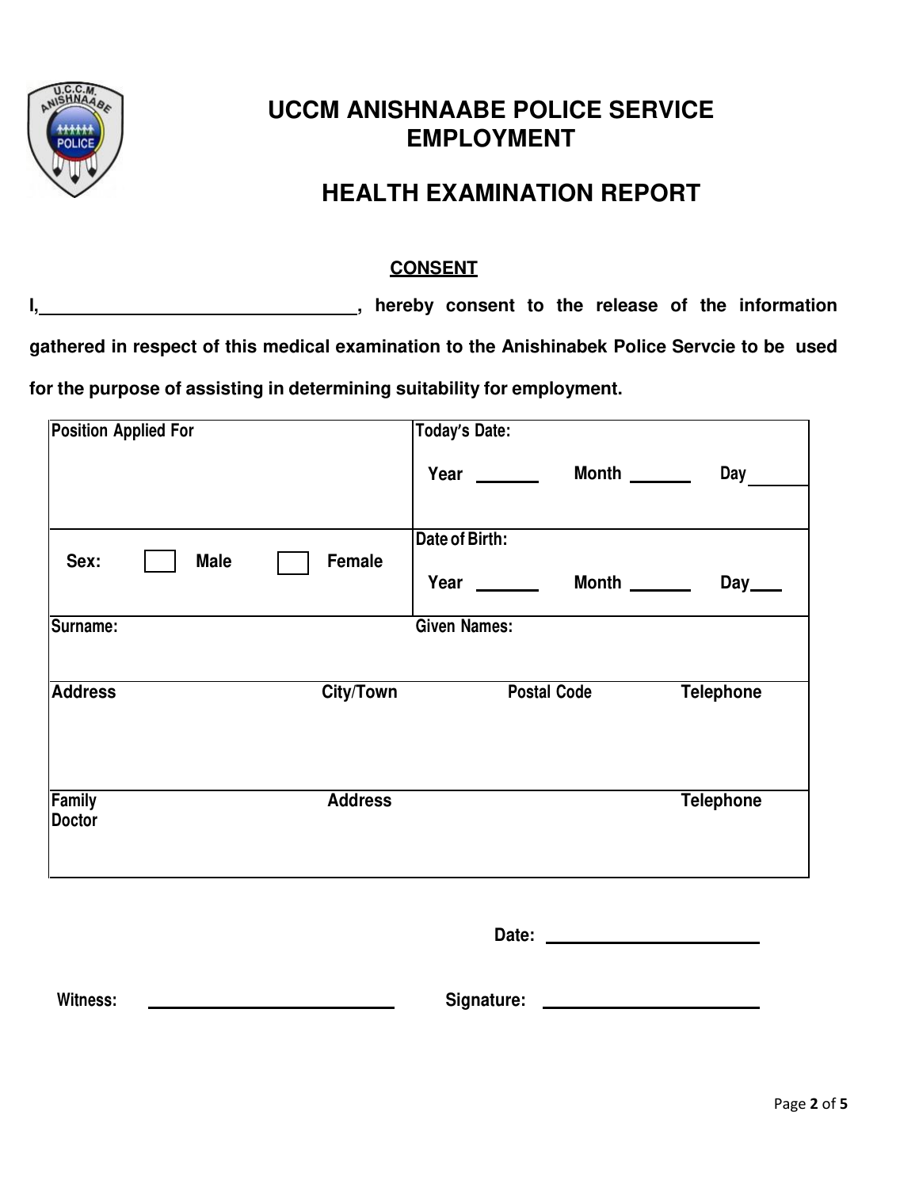# UCCM ANISHNAABE POLICE SERVICE EMPLOYMENT

# HEALTH EXAMINATION REPORT

## CONSENT

**I,\_\_\_\_\_\_\_\_\_\_\_\_\_\_\_\_\_\_\_\_\_\_\_\_\_\_\_\_\_\_\_\_, hereby consent to the release of the information gathered in respect of this medical examination to the Anishinabek Police Servcie to be used for the purpose of assisting in determining suitability for employment.**

| Position Applied For | | | | Today's Date: Year \_\_\_\_\_\_ Month \_\_\_\_\_\_ Day \_\_\_\_\_\_ |
|---|---|---|---|---|
| Sex: ☐ Male ☐ Female | | | | Date of Birth: Year \_\_\_\_\_\_ Month \_\_\_\_\_\_ Day \_\_\_ |
| Surname: | | | | Given Names: |
| Address | City/Town | | Postal Code | Telephone |
| Family Doctor | Address | | | Telephone |

**Date:** \_\_\_\_\_\_\_\_\_\_\_\_\_\_\_\_\_\_\_\_\_\_\_\_

**Witness:** \_\_\_\_\_\_\_\_\_\_\_\_\_\_\_\_\_\_\_\_\_\_\_\_ **Signature:** \_\_\_\_\_\_\_\_\_\_\_\_\_\_\_\_\_\_\_\_\_\_\_\_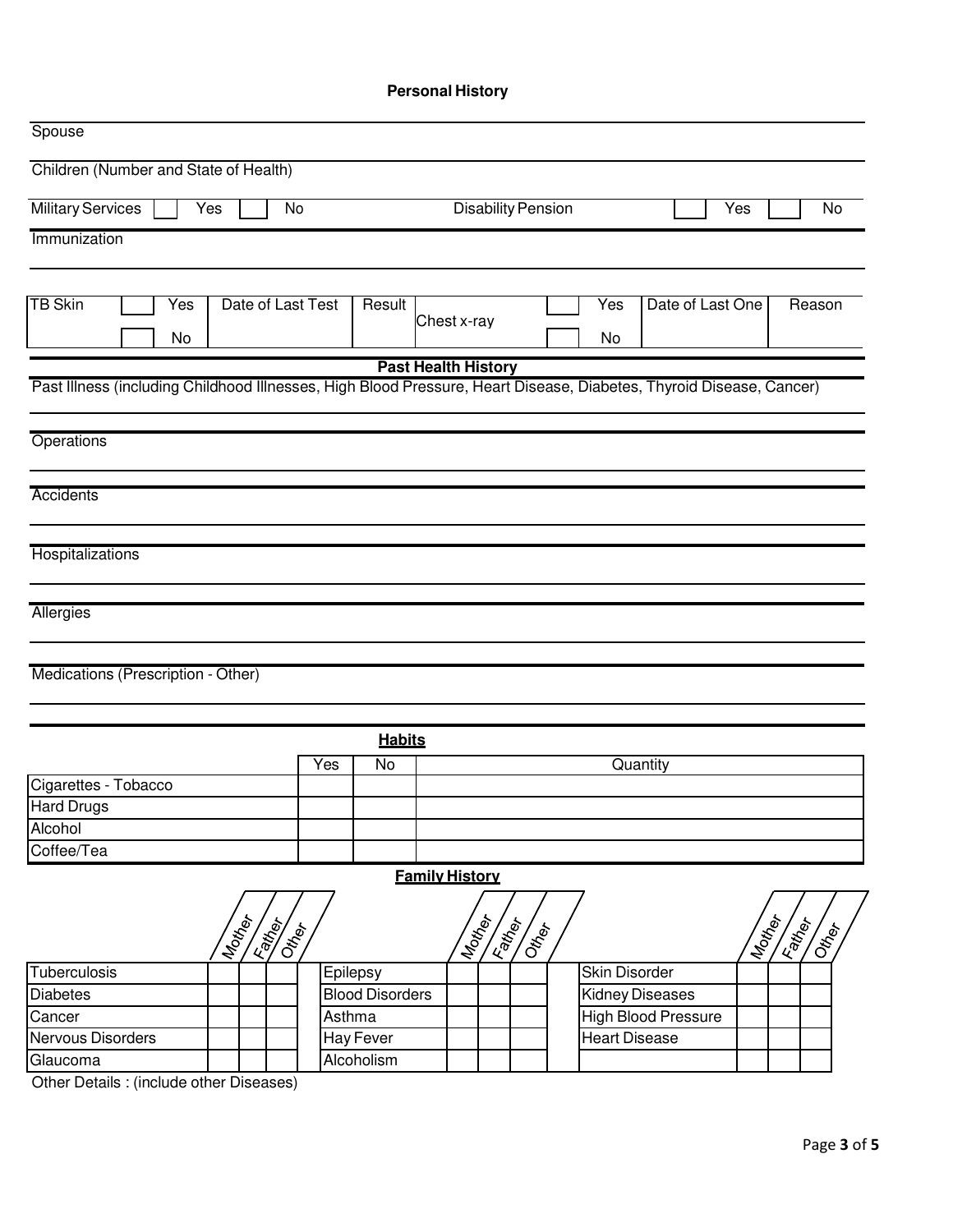## Personal History

Spouse

Children (Number and State of Health)

| Military Services | | Yes | | No | Disability Pension | | Yes | | No |
|---|---|---|---|---|---|---|---|---|---|

Immunization

| TB Skin | | Yes | Date of Last Test | Result | Chest x-ray | | Yes | Date of Last One | Reason |
|---|---|---|---|---|---|---|---|---|---|
| | | No | | | | | No | | |

## Past Health History

Past Illness (including Childhood Illnesses, High Blood Pressure, Heart Disease, Diabetes, Thyroid Disease, Cancer)

Operations

Accidents

Hospitalizations

Allergies

Medications (Prescription - Other)

## Habits

| | Yes | No | Quantity |
|---|---|---|---|
| Cigarettes - Tobacco | | | |
| Hard Drugs | | | |
| Alcohol | | | |
| Coffee/Tea | | | |

## Family History

| | Mother | Father | Other | | Mother | Father | Other | | Mother | Father | Other |
|---|---|---|---|---|---|---|---|---|---|---|---|
| Tuberculosis | | | | Epilepsy | | | | Skin Disorder | | | |
| Diabetes | | | | Blood Disorders | | | | Kidney Diseases | | | |
| Cancer | | | | Asthma | | | | High Blood Pressure | | | |
| Nervous Disorders | | | | Hay Fever | | | | Heart Disease | | | |
| Glaucoma | | | | Alcoholism | | | | | | | |

Other Details : (include other Diseases)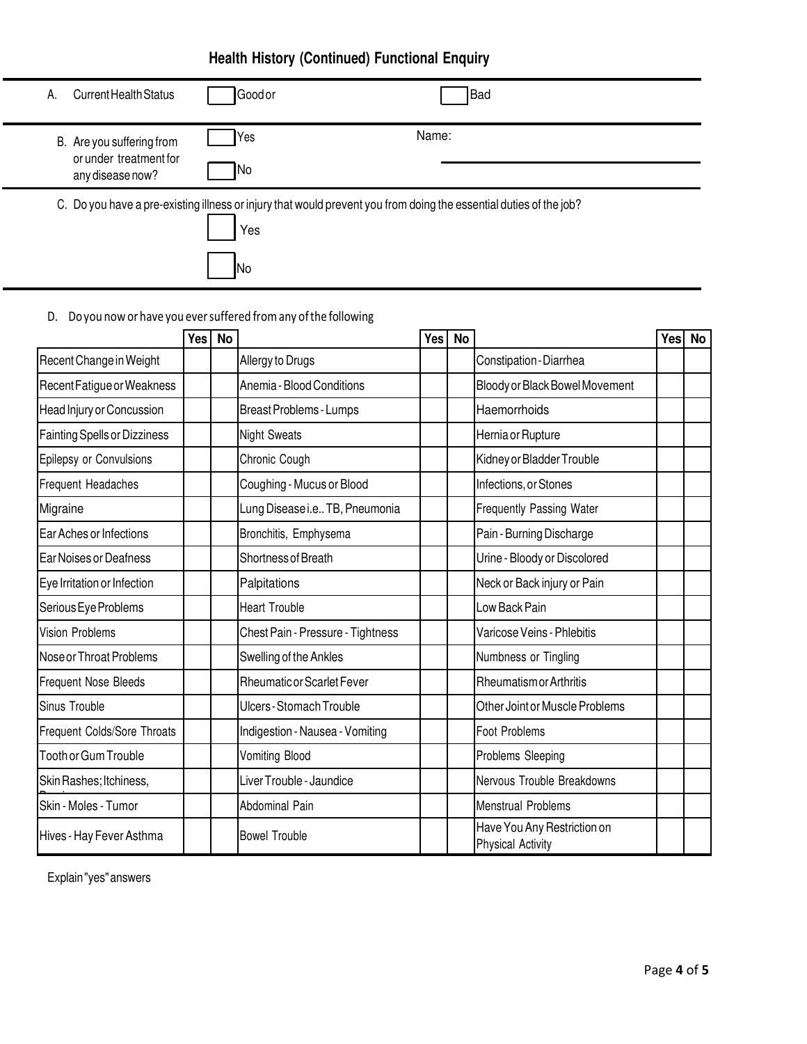## Health History (Continued) Functional Enquiry

| | | | |
|---|---|---|---|
| A. Current Health Status | ☐ Good or | ☐ Bad | |
| B. Are you suffering from or under treatment for any disease now? | ☐ Yes<br>☐ No | Name: | |

C. Do you have a pre-existing illness or injury that would prevent you from doing the essential duties of the job?

☐ Yes

☐ No

D. Do you now or have you ever suffered from any of the following

| | Yes | No | | Yes | No | | Yes | No |
|---|---|---|---|---|---|---|---|---|
| Recent Change in Weight | | | Allergy to Drugs | | | Constipation - Diarrhea | | |
| Recent Fatigue or Weakness | | | Anemia - Blood Conditions | | | Bloody or Black Bowel Movement | | |
| Head Injury or Concussion | | | Breast Problems - Lumps | | | Haemorrhoids | | |
| Fainting Spells or Dizziness | | | Night Sweats | | | Hernia or Rupture | | |
| Epilepsy or Convulsions | | | Chronic Cough | | | Kidney or Bladder Trouble | | |
| Frequent Headaches | | | Coughing - Mucus or Blood | | | Infections, or Stones | | |
| Migraine | | | Lung Disease i.e.. TB, Pneumonia | | | Frequently Passing Water | | |
| Ear Aches or Infections | | | Bronchitis, Emphysema | | | Pain - Burning Discharge | | |
| Ear Noises or Deafness | | | Shortness of Breath | | | Urine - Bloody or Discolored | | |
| Eye Irritation or Infection | | | Palpitations | | | Neck or Back injury or Pain | | |
| Serious Eye Problems | | | Heart Trouble | | | Low Back Pain | | |
| Vision Problems | | | Chest Pain - Pressure - Tightness | | | Varicose Veins - Phlebitis | | |
| Nose or Throat Problems | | | Swelling of the Ankles | | | Numbness or Tingling | | |
| Frequent Nose Bleeds | | | Rheumatic or Scarlet Fever | | | Rheumatism or Arthritis | | |
| Sinus Trouble | | | Ulcers - Stomach Trouble | | | Other Joint or Muscle Problems | | |
| Frequent Colds/Sore Throats | | | Indigestion - Nausea - Vomiting | | | Foot Problems | | |
| Tooth or Gum Trouble | | | Vomiting Blood | | | Problems Sleeping | | |
| Skin Rashes; Itchiness, | | | Liver Trouble - Jaundice | | | Nervous Trouble Breakdowns | | |
| Skin - Moles - Tumor | | | Abdominal Pain | | | Menstrual Problems | | |
| Hives - Hay Fever Asthma | | | Bowel Trouble | | | Have You Any Restriction on Physical Activity | | |

Explain "yes" answers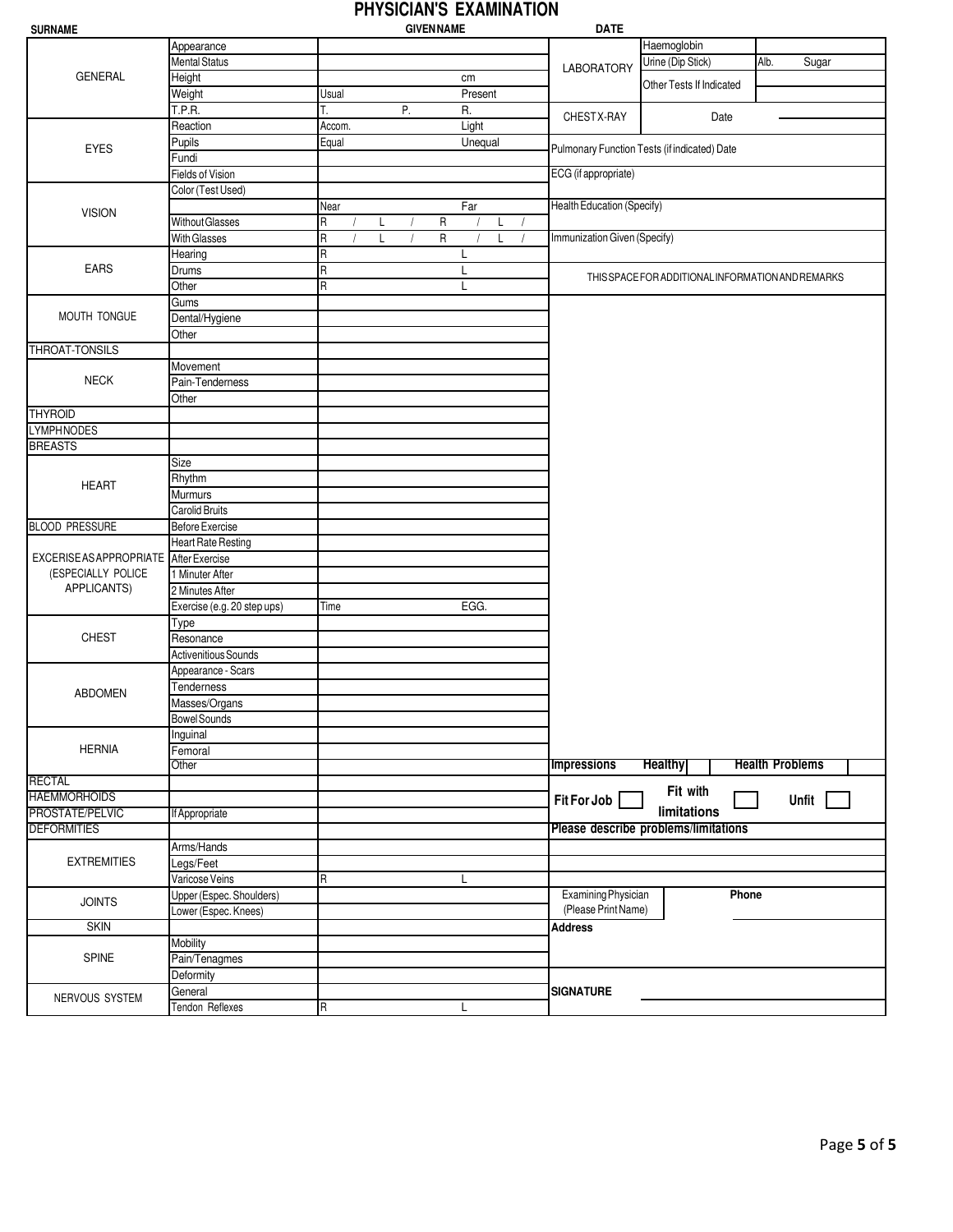# PHYSICIAN'S EXAMINATION

**SURNAME** | **GIVEN NAME** | **DATE**

| | | | |
|---|---|---|---|
| GENERAL | Appearance | | |
| | Mental Status | | |
| | Height | | cm |
| | Weight | Usual | Present |
| | T.P.R. | T. P. | R. |
| EYES | Reaction | Accom. | Light |
| | Pupils | Equal | Unequal |
| | Fundi | | |
| | Fields of Vision | | |
| VISION | Color (Test Used) | | |
| | | Near | Far |
| | Without Glasses | R / L / | R / L / |
| | With Glasses | R / L / | R / L / |
| EARS | Hearing | R | L |
| | Drums | R | L |
| | Other | R | L |
| MOUTH TONGUE | Gums | | |
| | Dental/Hygiene | | |
| | Other | | |
| THROAT-TONSILS | | | |
| NECK | Movement | | |
| | Pain-Tenderness | | |
| | Other | | |
| THYROID | | | |
| LYMPHNODES | | | |
| BREASTS | | | |
| HEART | Size | | |
| | Rhythm | | |
| | Murmurs | | |
| | Carolid Bruits | | |
| BLOOD PRESSURE | Before Exercise | | |
| EXCERISE AS APPROPRIATE (ESPECIALLY POLICE APPLICANTS) | Heart Rate Resting | | |
| | After Exercise | | |
| | 1 Minuter After | | |
| | 2 Minutes After | | |
| | Exercise (e.g. 20 step ups) | Time | EGG. |
| CHEST | Type | | |
| | Resonance | | |
| | Activenitious Sounds | | |
| ABDOMEN | Appearance - Scars | | |
| | Tenderness | | |
| | Masses/Organs | | |
| | Bowel Sounds | | |
| HERNIA | Inguinal | | |
| | Femoral | | |
| | Other | | |
| RECTAL | | | |
| HAEMMORHOIDS | | | |
| PROSTATE/PELVIC | If Appropriate | | |
| DEFORMITIES | | | |
| EXTREMITIES | Arms/Hands | | |
| | Legs/Feet | | |
| | Varicose Veins | R | L |
| JOINTS | Upper (Espec. Shoulders) | | |
| | Lower (Espec. Knees) | | |
| SKIN | | | |
| SPINE | Mobility | | |
| | Pain/Tenagmes | | |
| | Deformity | | |
| NERVOUS SYSTEM | General | | |
| | Tendon Reflexes | R | L |

| | | |
|---|---|---|
| LABORATORY | Haemoglobin | |
| | Urine (Dip Stick) | Alb. Sugar |
| | Other Tests If Indicated | |
| CHEST X-RAY | Date | |

Pulmonary Function Tests (if indicated) Date

ECG (if appropriate)

Health Education (Specify)

Immunization Given (Specify)

THIS SPACE FOR ADDITIONAL INFORMATION AND REMARKS

**Impressions** **Healthy** ☐ **Health Problems** ☐

**Fit For Job** ☐ **Fit with limitations** ☐ **Unfit** ☐

**Please describe problems/limitations**

Examining Physician (Please Print Name) | **Phone**

**Address**

**SIGNATURE**